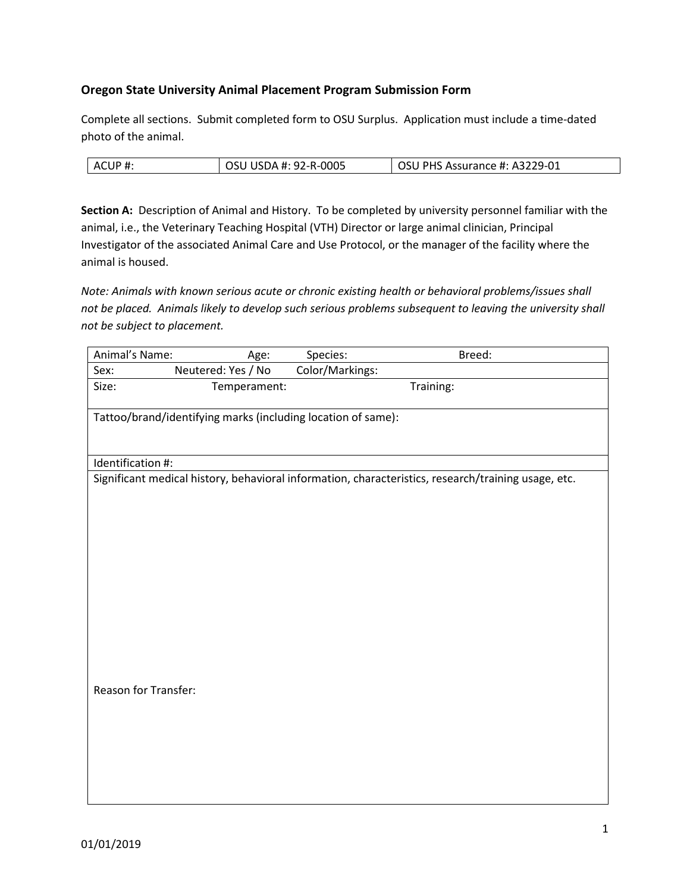### Oregon State University Animal Placement Program Submission Form

Complete all sections. Submit completed form to OSU Surplus. Application must include a time-dated photo of the animal.

| ACUP #: | OSU USDA #: 92-R-0005 | OSU PHS Assurance #: A3229-01 |
|---|---|---|

**Section A:** Description of Animal and History. To be completed by university personnel familiar with the animal, i.e., the Veterinary Teaching Hospital (VTH) Director or large animal clinician, Principal Investigator of the associated Animal Care and Use Protocol, or the manager of the facility where the animal is housed.

*Note: Animals with known serious acute or chronic existing health or behavioral problems/issues shall not be placed. Animals likely to develop such serious problems subsequent to leaving the university shall not be subject to placement.*

| Animal's Name: | Age: | Species: | Breed: |
|---|---|---|---|
| Sex: | Neutered: Yes / No | Color/Markings: | |
| Size: | Temperament: | Training: | |
| Tattoo/brand/identifying marks (including location of same): | | | |
| Identification #: | | | |
| Significant medical history, behavioral information, characteristics, research/training usage, etc. | | | |
| Reason for Transfer: | | | |

01/01/2019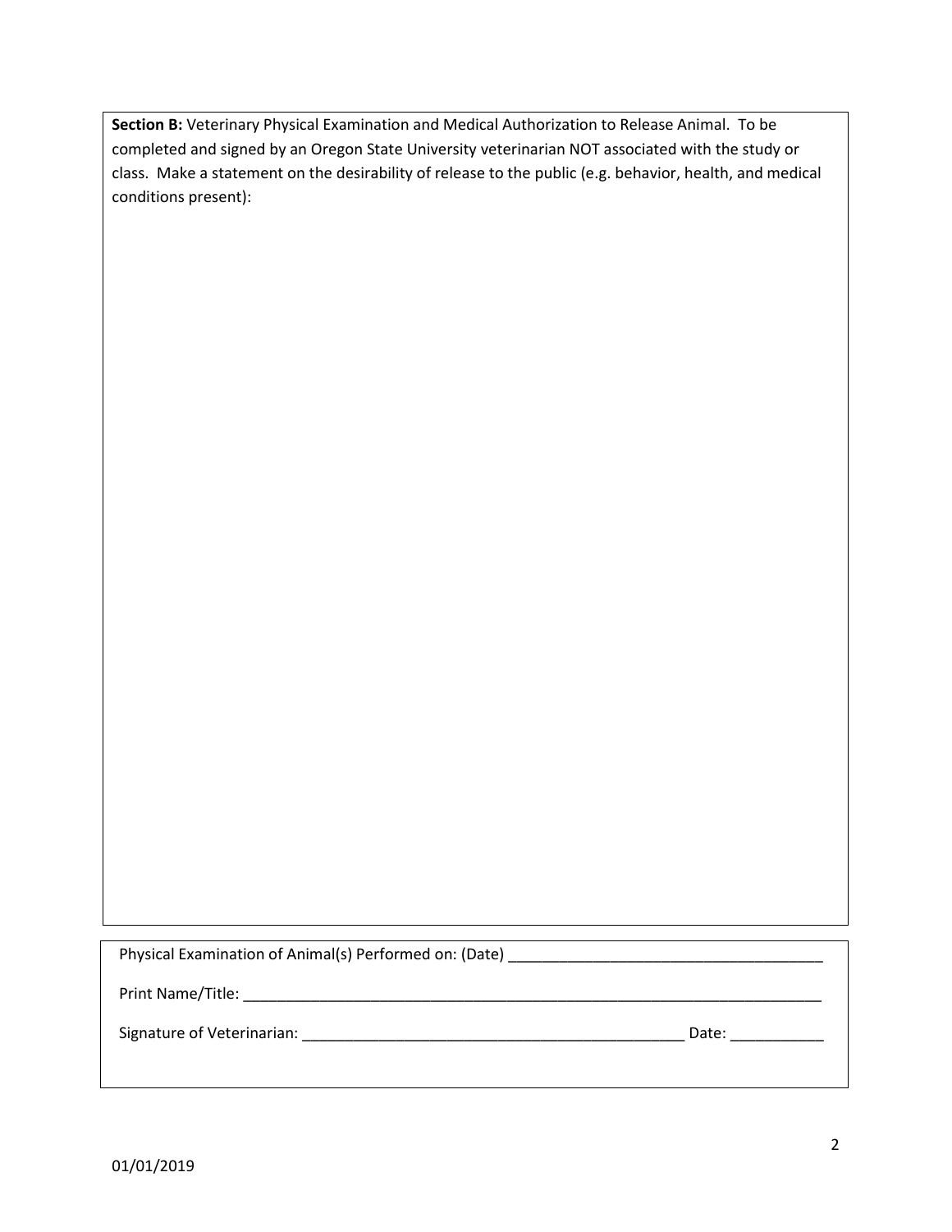**Section B:** Veterinary Physical Examination and Medical Authorization to Release Animal. To be completed and signed by an Oregon State University veterinarian NOT associated with the study or class. Make a statement on the desirability of release to the public (e.g. behavior, health, and medical conditions present):

Physical Examination of Animal(s) Performed on: (Date) _____________________________________

Print Name/Title: _______________________________________________________________________

Signature of Veterinarian: ______________________________________________ Date: ___________

01/01/2019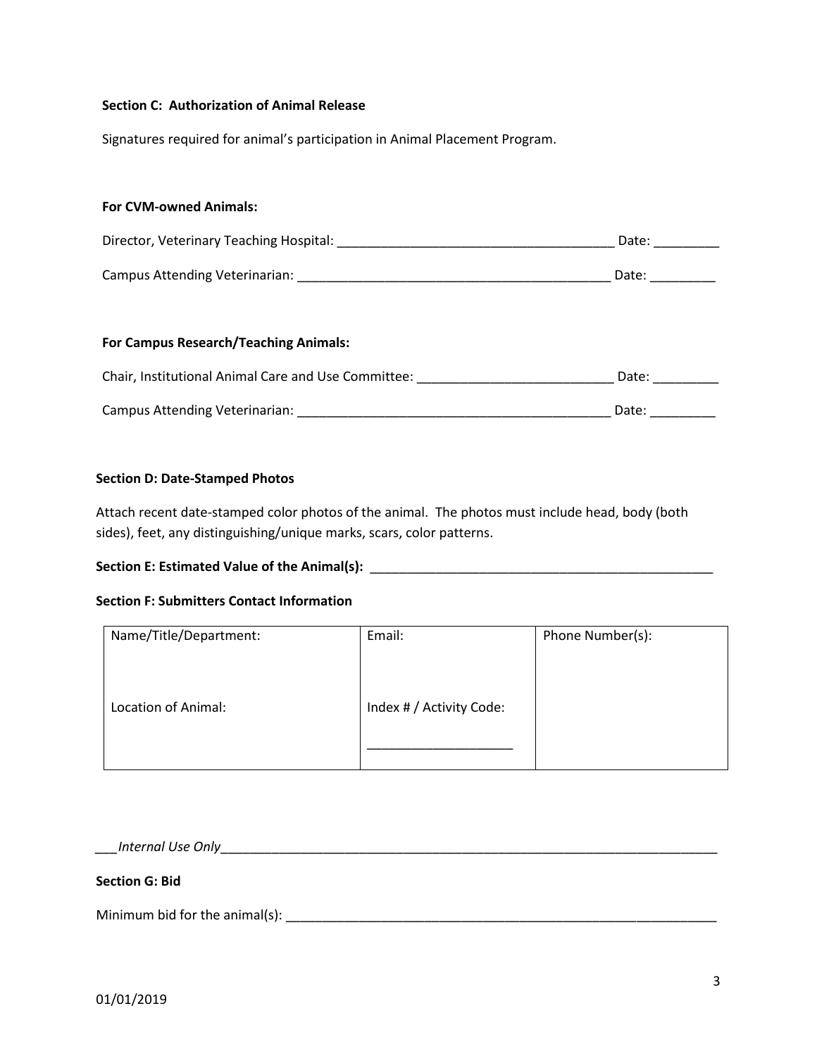**Section C: Authorization of Animal Release**

Signatures required for animal's participation in Animal Placement Program.

**For CVM-owned Animals:**

Director, Veterinary Teaching Hospital: ______________________________________ Date: _________

Campus Attending Veterinarian: ____________________________________________ Date: _________

**For Campus Research/Teaching Animals:**

Chair, Institutional Animal Care and Use Committee: ___________________________ Date: _________

Campus Attending Veterinarian: ____________________________________________ Date: _________

**Section D: Date-Stamped Photos**

Attach recent date-stamped color photos of the animal. The photos must include head, body (both sides), feet, any distinguishing/unique marks, scars, color patterns.

**Section E: Estimated Value of the Animal(s):** _________________________________________________

**Section F: Submitters Contact Information**

| | | |
|---|---|---|
| Name/Title/Department: | Email: | Phone Number(s): |
| Location of Animal: | Index # / Activity Code: ____________________ | |

___*Internal Use Only*_______________________________________________________________________

**Section G: Bid**

Minimum bid for the animal(s): _______________________________________________________________

01/01/2019